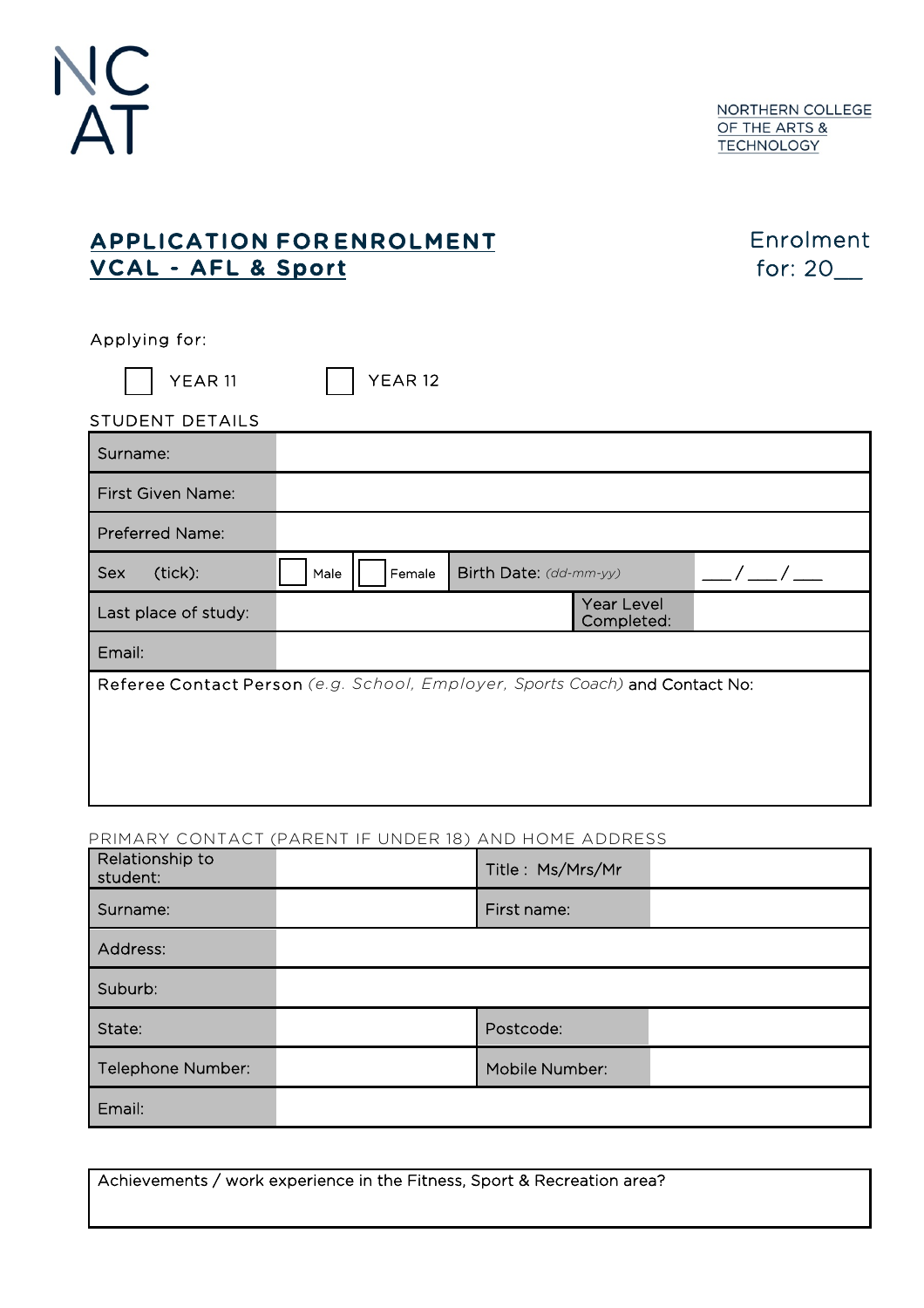NC
AT

NORTHERN COLLEGE
OF THE ARTS &
TECHNOLOGY

# APPLICATION FORENROLMENT
# VCAL - AFL & Sport

Enrolment for: 20__

Applying for:

☐ YEAR 11 ☐ YEAR 12

STUDENT DETAILS

| Surname: | | | | |
|---|---|---|---|---|
| First Given Name: | | | | |
| Preferred Name: | | | | |
| Sex (tick): | ☐ Male ☐ Female | | Birth Date: *(dd-mm-yy)* | ___/___/___ |
| Last place of study: | | | Year Level Completed: | |
| Email: | | | | |
| Referee Contact Person *(e.g. School, Employer, Sports Coach)* and Contact No: | | | | |

PRIMARY CONTACT (PARENT IF UNDER 18) AND HOME ADDRESS

| Relationship to student: | | Title : Ms/Mrs/Mr | |
|---|---|---|---|
| Surname: | | First name: | |
| Address: | | | |
| Suburb: | | | |
| State: | | Postcode: | |
| Telephone Number: | | Mobile Number: | |
| Email: | | | |

| Achievements / work experience in the Fitness, Sport & Recreation area? |
|---|
| |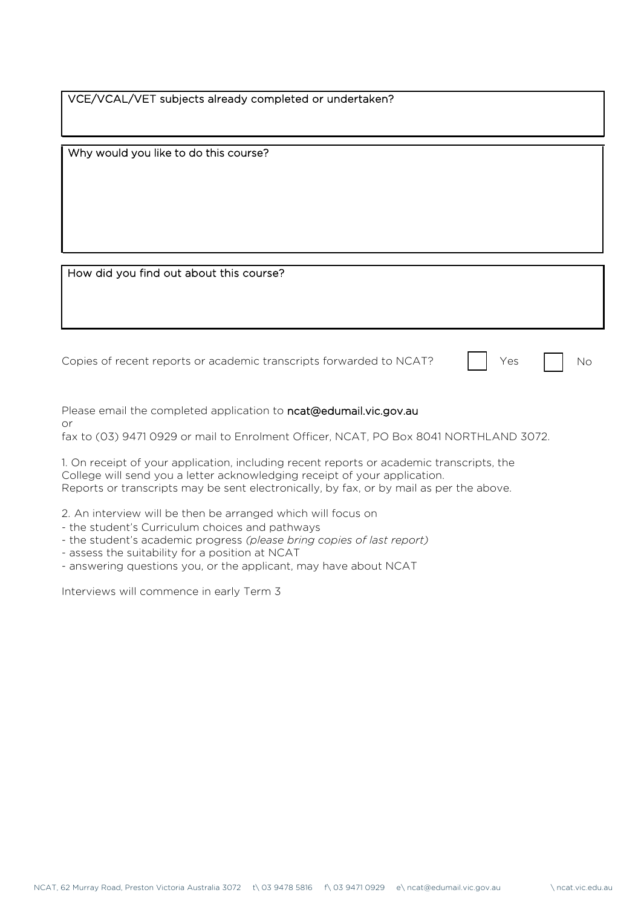VCE/VCAL/VET subjects already completed or undertaken?

Why would you like to do this course?

How did you find out about this course?

Copies of recent reports or academic transcripts forwarded to NCAT? ☐ Yes ☐ No

Please email the completed application to **ncat@edumail.vic.gov.au**
or
fax to (03) 9471 0929 or mail to Enrolment Officer, NCAT, PO Box 8041 NORTHLAND 3072.

1. On receipt of your application, including recent reports or academic transcripts, the College will send you a letter acknowledging receipt of your application.
Reports or transcripts may be sent electronically, by fax, or by mail as per the above.

2. An interview will be then be arranged which will focus on
- the student's Curriculum choices and pathways
- the student's academic progress *(please bring copies of last report)*
- assess the suitability for a position at NCAT
- answering questions you, or the applicant, may have about NCAT

Interviews will commence in early Term 3